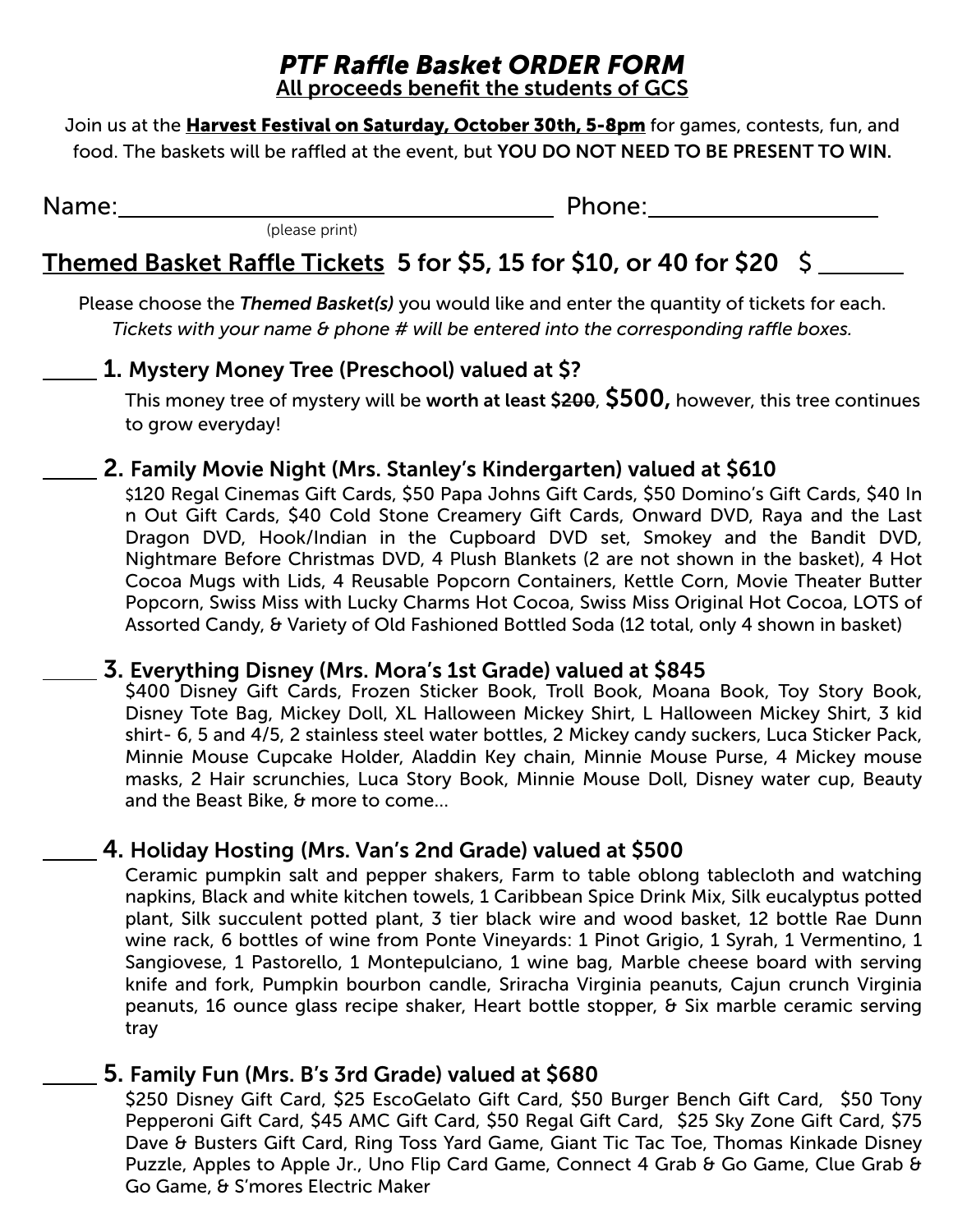# *PTF Raffle Basket ORDER FORM*

**All proceeds benefit the students of GCS**

Join us at the **Harvest Festival on Saturday, October 30th, 5-8pm** for games, contests, fun, and food. The baskets will be raffled at the event, but **YOU DO NOT NEED TO BE PRESENT TO WIN.**

Name:_________________________________ Phone:__________________
(please print)

## Themed Basket Raffle Tickets 5 for $5, 15 for $10, or 40 for $20 $ _______

Please choose the ***Themed Basket(s)*** you would like and enter the quantity of tickets for each.
*Tickets with your name & phone # will be entered into the corresponding raffle boxes.*

_____ **1. Mystery Money Tree (Preschool) valued at $?**

This money tree of mystery will be **worth at least ~~$200~~, $500,** however, this tree continues to grow everyday!

_____ **2. Family Movie Night (Mrs. Stanley's Kindergarten) valued at $610**

$120 Regal Cinemas Gift Cards, $50 Papa Johns Gift Cards, $50 Domino's Gift Cards, $40 In n Out Gift Cards, $40 Cold Stone Creamery Gift Cards, Onward DVD, Raya and the Last Dragon DVD, Hook/Indian in the Cupboard DVD set, Smokey and the Bandit DVD, Nightmare Before Christmas DVD, 4 Plush Blankets (2 are not shown in the basket), 4 Hot Cocoa Mugs with Lids, 4 Reusable Popcorn Containers, Kettle Corn, Movie Theater Butter Popcorn, Swiss Miss with Lucky Charms Hot Cocoa, Swiss Miss Original Hot Cocoa, LOTS of Assorted Candy, & Variety of Old Fashioned Bottled Soda (12 total, only 4 shown in basket)

_____ **3. Everything Disney (Mrs. Mora's 1st Grade) valued at $845**

$400 Disney Gift Cards, Frozen Sticker Book, Troll Book, Moana Book, Toy Story Book, Disney Tote Bag, Mickey Doll, XL Halloween Mickey Shirt, L Halloween Mickey Shirt, 3 kid shirt- 6, 5 and 4/5, 2 stainless steel water bottles, 2 Mickey candy suckers, Luca Sticker Pack, Minnie Mouse Cupcake Holder, Aladdin Key chain, Minnie Mouse Purse, 4 Mickey mouse masks, 2 Hair scrunchies, Luca Story Book, Minnie Mouse Doll, Disney water cup, Beauty and the Beast Bike, & more to come...

_____ **4. Holiday Hosting (Mrs. Van's 2nd Grade) valued at $500**

Ceramic pumpkin salt and pepper shakers, Farm to table oblong tablecloth and watching napkins, Black and white kitchen towels, 1 Caribbean Spice Drink Mix, Silk eucalyptus potted plant, Silk succulent potted plant, 3 tier black wire and wood basket, 12 bottle Rae Dunn wine rack, 6 bottles of wine from Ponte Vineyards: 1 Pinot Grigio, 1 Syrah, 1 Vermentino, 1 Sangiovese, 1 Pastorello, 1 Montepulciano, 1 wine bag, Marble cheese board with serving knife and fork, Pumpkin bourbon candle, Sriracha Virginia peanuts, Cajun crunch Virginia peanuts, 16 ounce glass recipe shaker, Heart bottle stopper, & Six marble ceramic serving tray

_____ **5. Family Fun (Mrs. B's 3rd Grade) valued at $680**

$250 Disney Gift Card, $25 EscoGelato Gift Card, $50 Burger Bench Gift Card, $50 Tony Pepperoni Gift Card, $45 AMC Gift Card, $50 Regal Gift Card, $25 Sky Zone Gift Card, $75 Dave & Busters Gift Card, Ring Toss Yard Game, Giant Tic Tac Toe, Thomas Kinkade Disney Puzzle, Apples to Apple Jr., Uno Flip Card Game, Connect 4 Grab & Go Game, Clue Grab & Go Game, & S'mores Electric Maker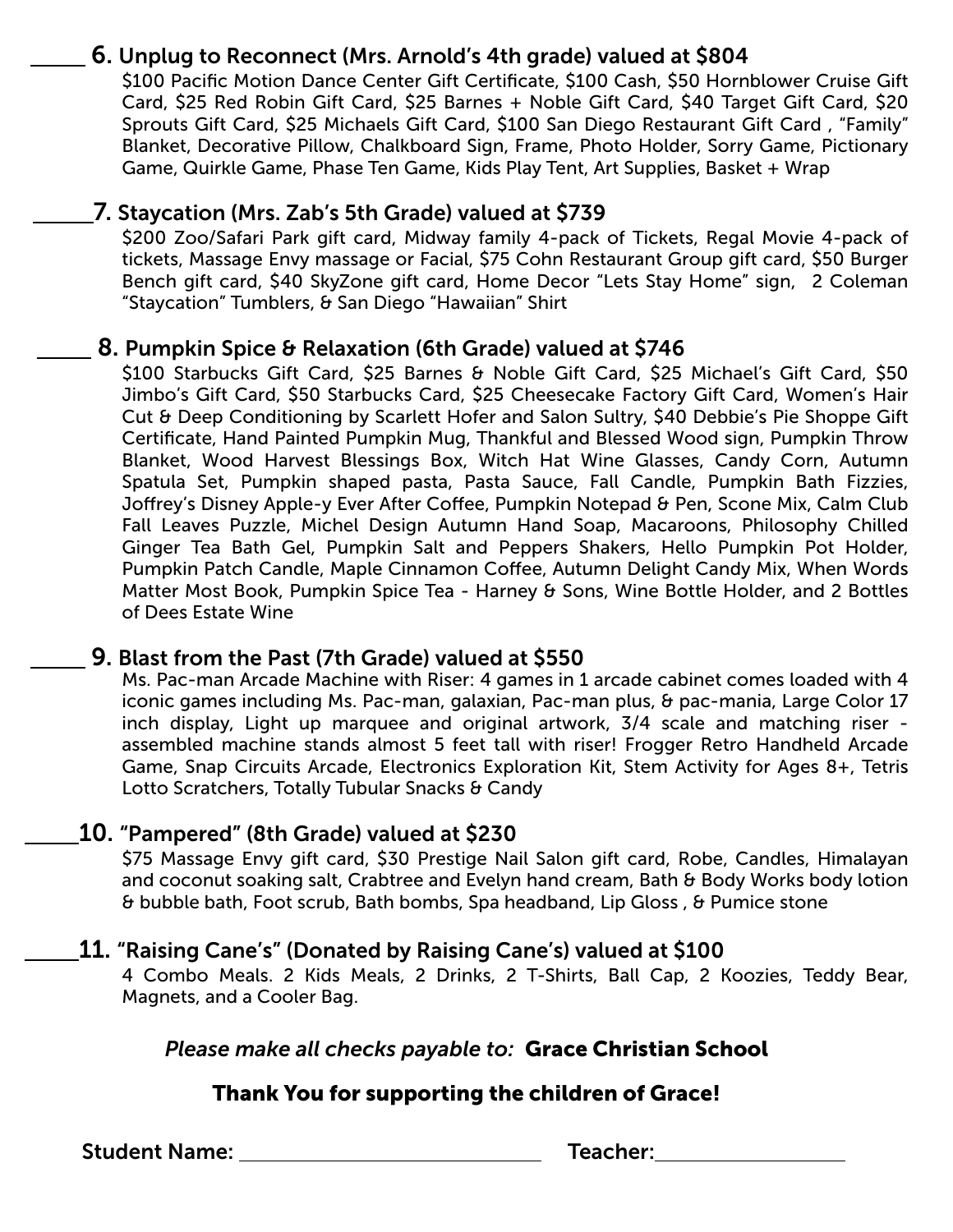_____ **6. Unplug to Reconnect (Mrs. Arnold's 4th grade) valued at $804**

$100 Pacific Motion Dance Center Gift Certificate, $100 Cash, $50 Hornblower Cruise Gift Card, $25 Red Robin Gift Card, $25 Barnes + Noble Gift Card, $40 Target Gift Card, $20 Sprouts Gift Card, $25 Michaels Gift Card, $100 San Diego Restaurant Gift Card , "Family" Blanket, Decorative Pillow, Chalkboard Sign, Frame, Photo Holder, Sorry Game, Pictionary Game, Quirkle Game, Phase Ten Game, Kids Play Tent, Art Supplies, Basket + Wrap

_____ **7. Staycation (Mrs. Zab's 5th Grade) valued at $739**

$200 Zoo/Safari Park gift card, Midway family 4-pack of Tickets, Regal Movie 4-pack of tickets, Massage Envy massage or Facial, $75 Cohn Restaurant Group gift card, $50 Burger Bench gift card, $40 SkyZone gift card, Home Decor "Lets Stay Home" sign, 2 Coleman "Staycation" Tumblers, & San Diego "Hawaiian" Shirt

_____ **8. Pumpkin Spice & Relaxation (6th Grade) valued at $746**

$100 Starbucks Gift Card, $25 Barnes & Noble Gift Card, $25 Michael's Gift Card, $50 Jimbo's Gift Card, $50 Starbucks Card, $25 Cheesecake Factory Gift Card, Women's Hair Cut & Deep Conditioning by Scarlett Hofer and Salon Sultry, $40 Debbie's Pie Shoppe Gift Certificate, Hand Painted Pumpkin Mug, Thankful and Blessed Wood sign, Pumpkin Throw Blanket, Wood Harvest Blessings Box, Witch Hat Wine Glasses, Candy Corn, Autumn Spatula Set, Pumpkin shaped pasta, Pasta Sauce, Fall Candle, Pumpkin Bath Fizzies, Joffrey's Disney Apple-y Ever After Coffee, Pumpkin Notepad & Pen, Scone Mix, Calm Club Fall Leaves Puzzle, Michel Design Autumn Hand Soap, Macaroons, Philosophy Chilled Ginger Tea Bath Gel, Pumpkin Salt and Peppers Shakers, Hello Pumpkin Pot Holder, Pumpkin Patch Candle, Maple Cinnamon Coffee, Autumn Delight Candy Mix, When Words Matter Most Book, Pumpkin Spice Tea - Harney & Sons, Wine Bottle Holder, and 2 Bottles of Dees Estate Wine

_____ **9. Blast from the Past (7th Grade) valued at $550**

Ms. Pac-man Arcade Machine with Riser: 4 games in 1 arcade cabinet comes loaded with 4 iconic games including Ms. Pac-man, galaxian, Pac-man plus, & pac-mania, Large Color 17 inch display, Light up marquee and original artwork, 3/4 scale and matching riser - assembled machine stands almost 5 feet tall with riser! Frogger Retro Handheld Arcade Game, Snap Circuits Arcade, Electronics Exploration Kit, Stem Activity for Ages 8+, Tetris Lotto Scratchers, Totally Tubular Snacks & Candy

_____ **10. "Pampered" (8th Grade) valued at $230**

$75 Massage Envy gift card, $30 Prestige Nail Salon gift card, Robe, Candles, Himalayan and coconut soaking salt, Crabtree and Evelyn hand cream, Bath & Body Works body lotion & bubble bath, Foot scrub, Bath bombs, Spa headband, Lip Gloss , & Pumice stone

_____ **11. "Raising Cane's" (Donated by Raising Cane's) valued at $100**

4 Combo Meals. 2 Kids Meals, 2 Drinks, 2 T-Shirts, Ball Cap, 2 Koozies, Teddy Bear, Magnets, and a Cooler Bag.

*Please make all checks payable to:* **Grace Christian School**

**Thank You for supporting the children of Grace!**

**Student Name:** ____________________ **Teacher:** ____________________